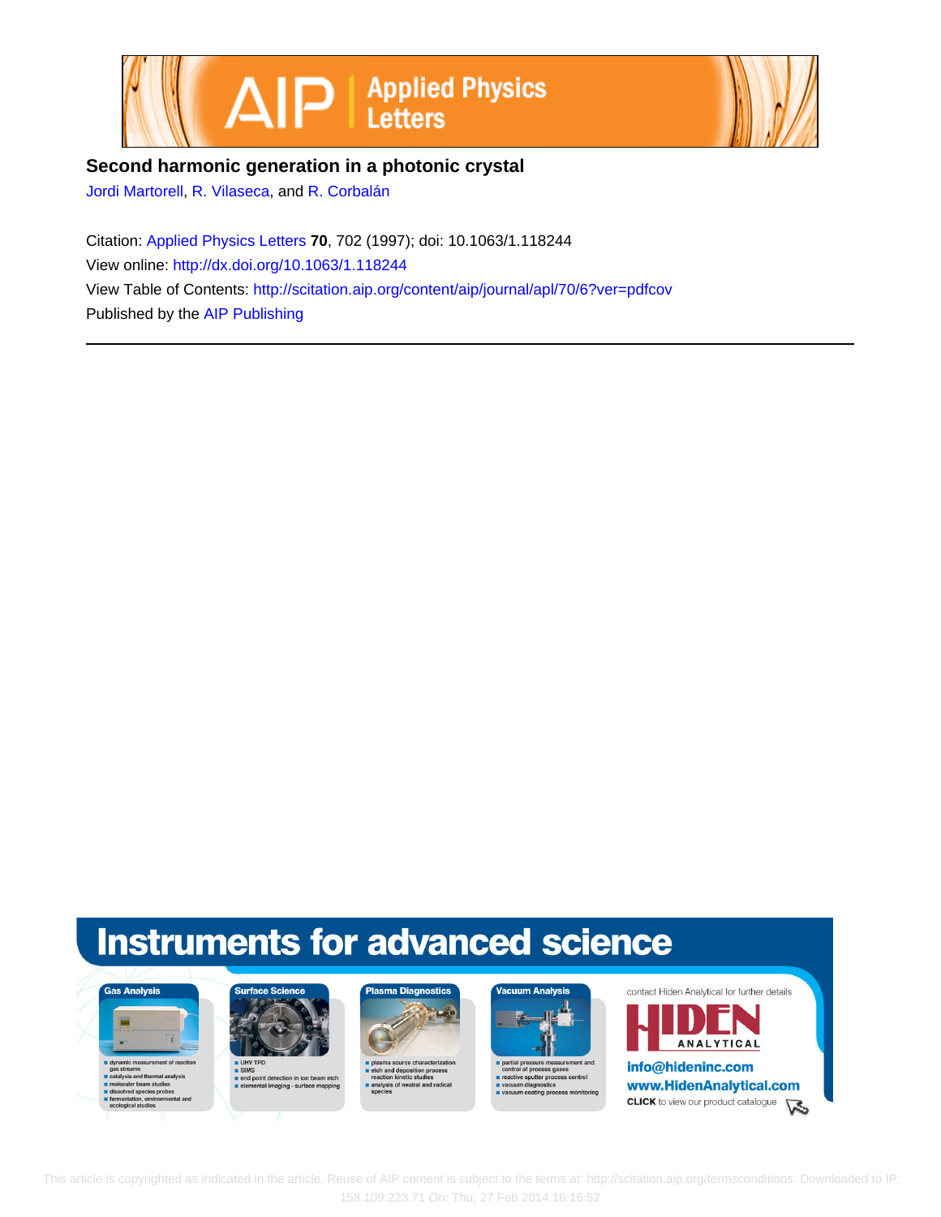# Second harmonic generation in a photonic crystal

Jordi Martorell, R. Vilaseca, and R. Corbalán

Citation: Applied Physics Letters **70**, 702 (1997); doi: 10.1063/1.118244

View online: http://dx.doi.org/10.1063/1.118244

View Table of Contents: http://scitation.aip.org/content/aip/journal/apl/70/6?ver=pdfcov

Published by the AIP Publishing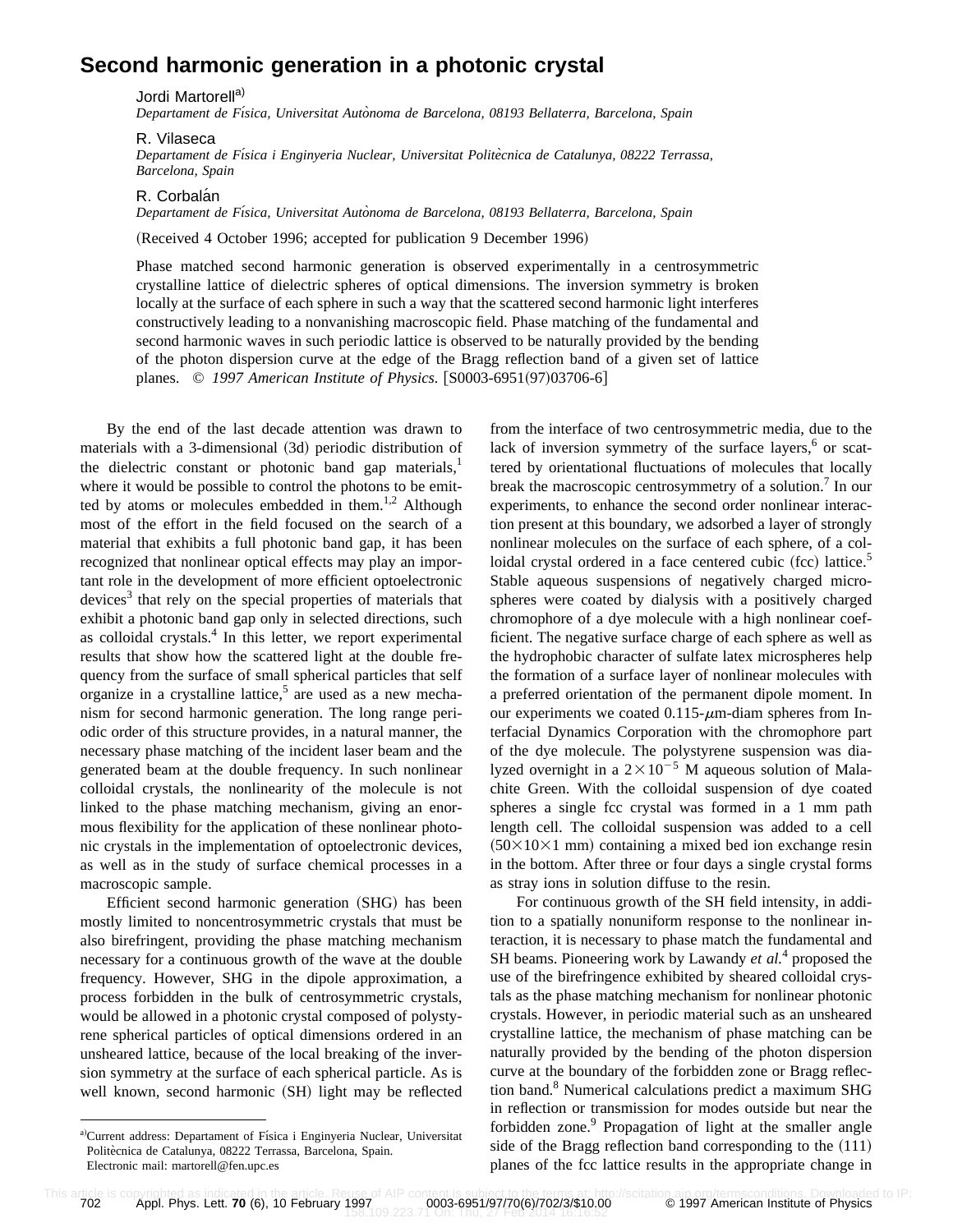# Second harmonic generation in a photonic crystal

Jordi Martorell[a)]
*Departament de Física, Universitat Autònoma de Barcelona, 08193 Bellaterra, Barcelona, Spain*

R. Vilaseca
*Departament de Física i Enginyeria Nuclear, Universitat Politècnica de Catalunya, 08222 Terrassa, Barcelona, Spain*

R. Corbalán
*Departament de Física, Universitat Autònoma de Barcelona, 08193 Bellaterra, Barcelona, Spain*

(Received 4 October 1996; accepted for publication 9 December 1996)

Phase matched second harmonic generation is observed experimentally in a centrosymmetric crystalline lattice of dielectric spheres of optical dimensions. The inversion symmetry is broken locally at the surface of each sphere in such a way that the scattered second harmonic light interferes constructively leading to a nonvanishing macroscopic field. Phase matching of the fundamental and second harmonic waves in such periodic lattice is observed to be naturally provided by the bending of the photon dispersion curve at the edge of the Bragg reflection band of a given set of lattice planes. © *1997 American Institute of Physics.* [S0003-6951(97)03706-6]

By the end of the last decade attention was drawn to materials with a 3-dimensional (3d) periodic distribution of the dielectric constant or photonic band gap materials,[1] where it would be possible to control the photons to be emitted by atoms or molecules embedded in them.[1,2] Although most of the effort in the field focused on the search of a material that exhibits a full photonic band gap, it has been recognized that nonlinear optical effects may play an important role in the development of more efficient optoelectronic devices[3] that rely on the special properties of materials that exhibit a photonic band gap only in selected directions, such as colloidal crystals.[4] In this letter, we report experimental results that show how the scattered light at the double frequency from the surface of small spherical particles that self organize in a crystalline lattice,[5] are used as a new mechanism for second harmonic generation. The long range periodic order of this structure provides, in a natural manner, the necessary phase matching of the incident laser beam and the generated beam at the double frequency. In such nonlinear colloidal crystals, the nonlinearity of the molecule is not linked to the phase matching mechanism, giving an enormous flexibility for the application of these nonlinear photonic crystals in the implementation of optoelectronic devices, as well as in the study of surface chemical processes in a macroscopic sample.

Efficient second harmonic generation (SHG) has been mostly limited to noncentrosymmetric crystals that must be also birefringent, providing the phase matching mechanism necessary for a continuous growth of the wave at the double frequency. However, SHG in the dipole approximation, a process forbidden in the bulk of centrosymmetric crystals, would be allowed in a photonic crystal composed of polystyrene spherical particles of optical dimensions ordered in an unsheared lattice, because of the local breaking of the inversion symmetry at the surface of each spherical particle. As is well known, second harmonic (SH) light may be reflected from the interface of two centrosymmetric media, due to the lack of inversion symmetry of the surface layers,[6] or scattered by orientational fluctuations of molecules that locally break the macroscopic centrosymmetry of a solution.[7] In our experiments, to enhance the second order nonlinear interaction present at this boundary, we adsorbed a layer of strongly nonlinear molecules on the surface of each sphere, of a colloidal crystal ordered in a face centered cubic (fcc) lattice.[5] Stable aqueous suspensions of negatively charged microspheres were coated by dialysis with a positively charged chromophore of a dye molecule with a high nonlinear coefficient. The negative surface charge of each sphere as well as the hydrophobic character of sulfate latex microspheres help the formation of a surface layer of nonlinear molecules with a preferred orientation of the permanent dipole moment. In our experiments we coated 0.115-$\mu$m-diam spheres from Interfacial Dynamics Corporation with the chromophore part of the dye molecule. The polystyrene suspension was dialyzed overnight in a $2\times10^{-5}$ M aqueous solution of Malachite Green. With the colloidal suspension of dye coated spheres a single fcc crystal was formed in a 1 mm path length cell. The colloidal suspension was added to a cell ($50\times10\times1$ mm) containing a mixed bed ion exchange resin in the bottom. After three or four days a single crystal forms as stray ions in solution diffuse to the resin.

For continuous growth of the SH field intensity, in addition to a spatially nonuniform response to the nonlinear interaction, it is necessary to phase match the fundamental and SH beams. Pioneering work by Lawandy *et al.*[4] proposed the use of the birefringence exhibited by sheared colloidal crystals as the phase matching mechanism for nonlinear photonic crystals. However, in periodic material such as an unsheared crystalline lattice, the mechanism of phase matching can be naturally provided by the bending of the photon dispersion curve at the boundary of the forbidden zone or Bragg reflection band.[8] Numerical calculations predict a maximum SHG in reflection or transmission for modes outside but near the forbidden zone.[9] Propagation of light at the smaller angle side of the Bragg reflection band corresponding to the (111) planes of the fcc lattice results in the appropriate change in

[a)]Current address: Departament de Física i Enginyeria Nuclear, Universitat Politècnica de Catalunya, 08222 Terrassa, Barcelona, Spain. Electronic mail: martorell@fen.upc.es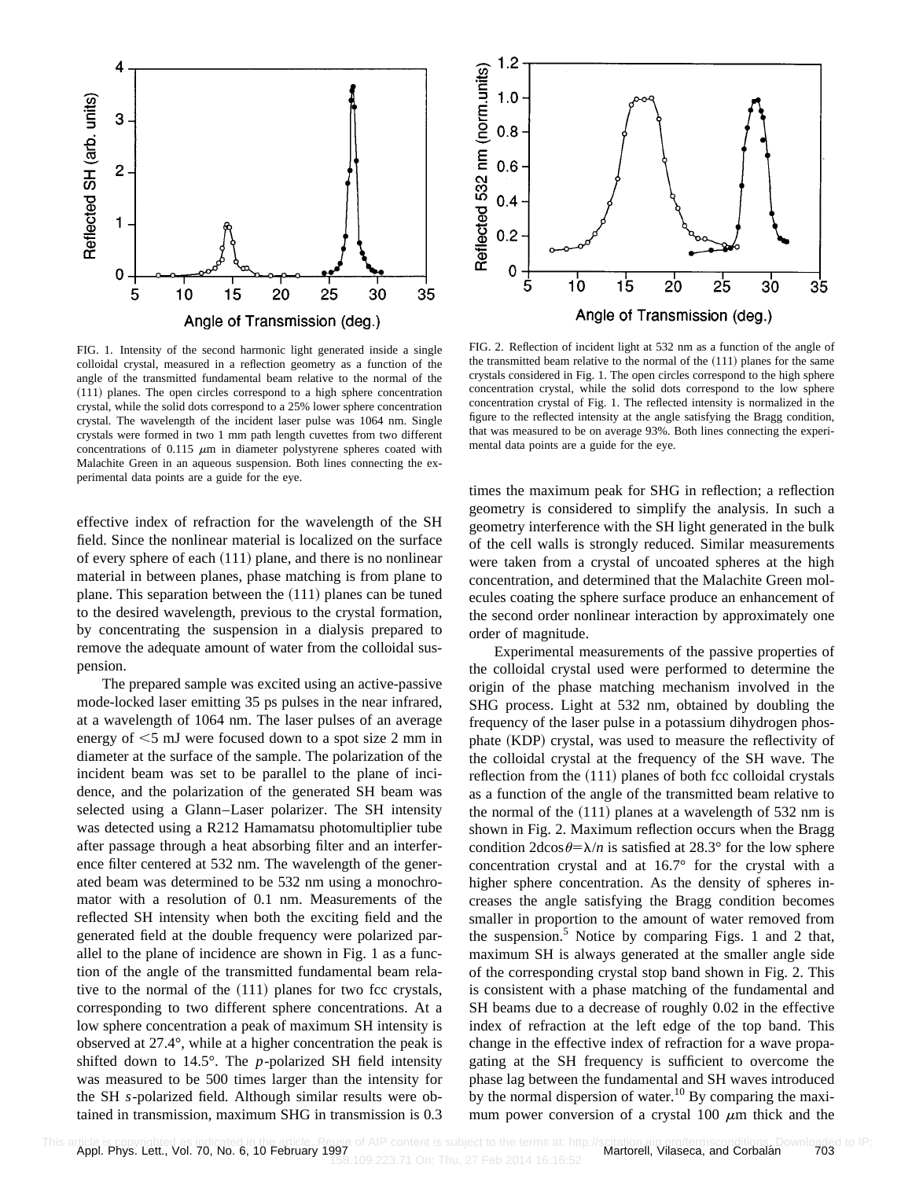FIG. 1. Intensity of the second harmonic light generated inside a single colloidal crystal, measured in a reflection geometry as a function of the angle of the transmitted fundamental beam relative to the normal of the (111) planes. The open circles correspond to a high sphere concentration crystal, while the solid dots correspond to a 25% lower sphere concentration crystal. The wavelength of the incident laser pulse was 1064 nm. Single crystals were formed in two 1 mm path length cuvettes from two different concentrations of 0.115 $\mu$m in diameter polystyrene spheres coated with Malachite Green in an aqueous suspension. Both lines connecting the experimental data points are a guide for the eye.

FIG. 2. Reflection of incident light at 532 nm as a function of the angle of the transmitted beam relative to the normal of the (111) planes for the same crystals considered in Fig. 1. The open circles correspond to the high sphere concentration crystal, while the solid dots correspond to the low sphere concentration crystal of Fig. 1. The reflected intensity is normalized in the figure to the reflected intensity at the angle satisfying the Bragg condition, that was measured to be on average 93%. Both lines connecting the experimental data points are a guide for the eye.

effective index of refraction for the wavelength of the SH field. Since the nonlinear material is localized on the surface of every sphere of each (111) plane, and there is no nonlinear material in between planes, phase matching is from plane to plane. This separation between the (111) planes can be tuned to the desired wavelength, previous to the crystal formation, by concentrating the suspension in a dialysis prepared to remove the adequate amount of water from the colloidal suspension.

The prepared sample was excited using an active-passive mode-locked laser emitting 35 ps pulses in the near infrared, at a wavelength of 1064 nm. The laser pulses of an average energy of <5 mJ were focused down to a spot size 2 mm in diameter at the surface of the sample. The polarization of the incident beam was set to be parallel to the plane of incidence, and the polarization of the generated SH beam was selected using a Glann–Laser polarizer. The SH intensity was detected using a R212 Hamamatsu photomultiplier tube after passage through a heat absorbing filter and an interference filter centered at 532 nm. The wavelength of the generated beam was determined to be 532 nm using a monochromator with a resolution of 0.1 nm. Measurements of the reflected SH intensity when both the exciting field and the generated field at the double frequency were polarized parallel to the plane of incidence are shown in Fig. 1 as a function of the angle of the transmitted fundamental beam relative to the normal of the (111) planes for two fcc crystals, corresponding to two different sphere concentrations. At a low sphere concentration a peak of maximum SH intensity is observed at 27.4°, while at a higher concentration the peak is shifted down to 14.5°. The *p*-polarized SH field intensity was measured to be 500 times larger than the intensity for the SH *s*-polarized field. Although similar results were obtained in transmission, maximum SHG in transmission is 0.3 times the maximum peak for SHG in reflection; a reflection geometry is considered to simplify the analysis. In such a geometry interference with the SH light generated in the bulk of the cell walls is strongly reduced. Similar measurements were taken from a crystal of uncoated spheres at the high concentration, and determined that the Malachite Green molecules coating the sphere surface produce an enhancement of the second order nonlinear interaction by approximately one order of magnitude.

Experimental measurements of the passive properties of the colloidal crystal used were performed to determine the origin of the phase matching mechanism involved in the SHG process. Light at 532 nm, obtained by doubling the frequency of the laser pulse in a potassium dihydrogen phosphate (KDP) crystal, was used to measure the reflectivity of the colloidal crystal at the frequency of the SH wave. The reflection from the (111) planes of both fcc colloidal crystals as a function of the angle of the transmitted beam relative to the normal of the (111) planes at a wavelength of 532 nm is shown in Fig. 2. Maximum reflection occurs when the Bragg condition $2d\cos\theta=\lambda/n$ is satisfied at 28.3° for the low sphere concentration crystal and at 16.7° for the crystal with a higher sphere concentration. As the density of spheres increases the angle satisfying the Bragg condition becomes smaller in proportion to the amount of water removed from the suspension.[5] Notice by comparing Figs. 1 and 2 that, maximum SH is always generated at the smaller angle side of the corresponding crystal stop band shown in Fig. 2. This is consistent with a phase matching of the fundamental and SH beams due to a decrease of roughly 0.02 in the effective index of refraction at the left edge of the top band. This change in the effective index of refraction for a wave propagating at the SH frequency is sufficient to overcome the phase lag between the fundamental and SH waves introduced by the normal dispersion of water.[10] By comparing the maximum power conversion of a crystal 100 $\mu$m thick and the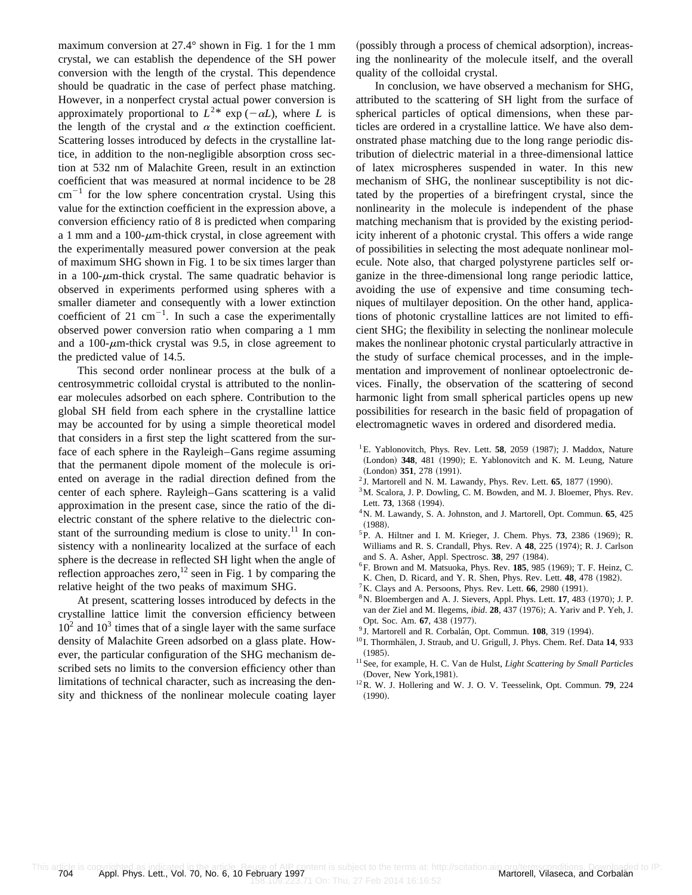maximum conversion at 27.4° shown in Fig. 1 for the 1 mm crystal, we can establish the dependence of the SH power conversion with the length of the crystal. This dependence should be quadratic in the case of perfect phase matching. However, in a nonperfect crystal actual power conversion is approximately proportional to $L^{2}* \exp(-\alpha L)$, where $L$ is the length of the crystal and $\alpha$ the extinction coefficient. Scattering losses introduced by defects in the crystalline lattice, in addition to the non-negligible absorption cross section at 532 nm of Malachite Green, result in an extinction coefficient that was measured at normal incidence to be 28 $\mathrm{cm}^{-1}$ for the low sphere concentration crystal. Using this value for the extinction coefficient in the expression above, a conversion efficiency ratio of 8 is predicted when comparing a 1 mm and a 100-$\mu$m-thick crystal, in close agreement with the experimentally measured power conversion at the peak of maximum SHG shown in Fig. 1 to be six times larger than in a 100-$\mu$m-thick crystal. The same quadratic behavior is observed in experiments performed using spheres with a smaller diameter and consequently with a lower extinction coefficient of 21 $\mathrm{cm}^{-1}$. In such a case the experimentally observed power conversion ratio when comparing a 1 mm and a 100-$\mu$m-thick crystal was 9.5, in close agreement to the predicted value of 14.5.

This second order nonlinear process at the bulk of a centrosymmetric colloidal crystal is attributed to the nonlinear molecules adsorbed on each sphere. Contribution to the global SH field from each sphere in the crystalline lattice may be accounted for by using a simple theoretical model that considers in a first step the light scattered from the surface of each sphere in the Rayleigh–Gans regime assuming that the permanent dipole moment of the molecule is oriented on average in the radial direction defined from the center of each sphere. Rayleigh–Gans scattering is a valid approximation in the present case, since the ratio of the dielectric constant of the sphere relative to the dielectric constant of the surrounding medium is close to unity.[11] In consistency with a nonlinearity localized at the surface of each sphere is the decrease in reflected SH light when the angle of reflection approaches zero,[12] seen in Fig. 1 by comparing the relative height of the two peaks of maximum SHG.

At present, scattering losses introduced by defects in the crystalline lattice limit the conversion efficiency between $10^2$ and $10^3$ times that of a single layer with the same surface density of Malachite Green adsorbed on a glass plate. However, the particular configuration of the SHG mechanism described sets no limits to the conversion efficiency other than limitations of technical character, such as increasing the density and thickness of the nonlinear molecule coating layer (possibly through a process of chemical adsorption), increasing the nonlinearity of the molecule itself, and the overall quality of the colloidal crystal.

In conclusion, we have observed a mechanism for SHG, attributed to the scattering of SH light from the surface of spherical particles of optical dimensions, when these particles are ordered in a crystalline lattice. We have also demonstrated phase matching due to the long range periodic distribution of dielectric material in a three-dimensional lattice of latex microspheres suspended in water. In this new mechanism of SHG, the nonlinear susceptibility is not dictated by the properties of a birefringent crystal, since the nonlinearity in the molecule is independent of the phase matching mechanism that is provided by the existing periodicity inherent of a photonic crystal. This offers a wide range of possibilities in selecting the most adequate nonlinear molecule. Note also, that charged polystyrene particles self organize in the three-dimensional long range periodic lattice, avoiding the use of expensive and time consuming techniques of multilayer deposition. On the other hand, applications of photonic crystalline lattices are not limited to efficient SHG; the flexibility in selecting the nonlinear molecule makes the nonlinear photonic crystal particularly attractive in the study of surface chemical processes, and in the implementation and improvement of nonlinear optoelectronic devices. Finally, the observation of the scattering of second harmonic light from small spherical particles opens up new possibilities for research in the basic field of propagation of electromagnetic waves in ordered and disordered media.

[1] E. Yablonovitch, Phys. Rev. Lett. **58**, 2059 (1987); J. Maddox, Nature (London) **348**, 481 (1990); E. Yablonovitch and K. M. Leung, Nature (London) **351**, 278 (1991).

[2] J. Martorell and N. M. Lawandy, Phys. Rev. Lett. **65**, 1877 (1990).

[3] M. Scalora, J. P. Dowling, C. M. Bowden, and M. J. Bloemer, Phys. Rev. Lett. **73**, 1368 (1994).

[4] N. M. Lawandy, S. A. Johnston, and J. Martorell, Opt. Commun. **65**, 425 (1988).

[5] P. A. Hiltner and I. M. Krieger, J. Chem. Phys. **73**, 2386 (1969); R. Williams and R. S. Crandall, Phys. Rev. A **48**, 225 (1974); R. J. Carlson and S. A. Asher, Appl. Spectrosc. **38**, 297 (1984).

[6] F. Brown and M. Matsuoka, Phys. Rev. **185**, 985 (1969); T. F. Heinz, C. K. Chen, D. Ricard, and Y. R. Shen, Phys. Rev. Lett. **48**, 478 (1982).

[7] K. Clays and A. Persoons, Phys. Rev. Lett. **66**, 2980 (1991).

[8] N. Bloembergen and A. J. Sievers, Appl. Phys. Lett. **17**, 483 (1970); J. P. van der Ziel and M. Ilegems, *ibid*. **28**, 437 (1976); A. Yariv and P. Yeh, J. Opt. Soc. Am. **67**, 438 (1977).

[9] J. Martorell and R. Corbalán, Opt. Commun. **108**, 319 (1994).

[10] I. Thormhälen, J. Straub, and U. Grigull, J. Phys. Chem. Ref. Data **14**, 933 (1985).

[11] See, for example, H. C. Van de Hulst, *Light Scattering by Small Particles* (Dover, New York,1981).

[12] R. W. J. Hollering and W. J. O. V. Teesselink, Opt. Commun. **79**, 224 (1990).